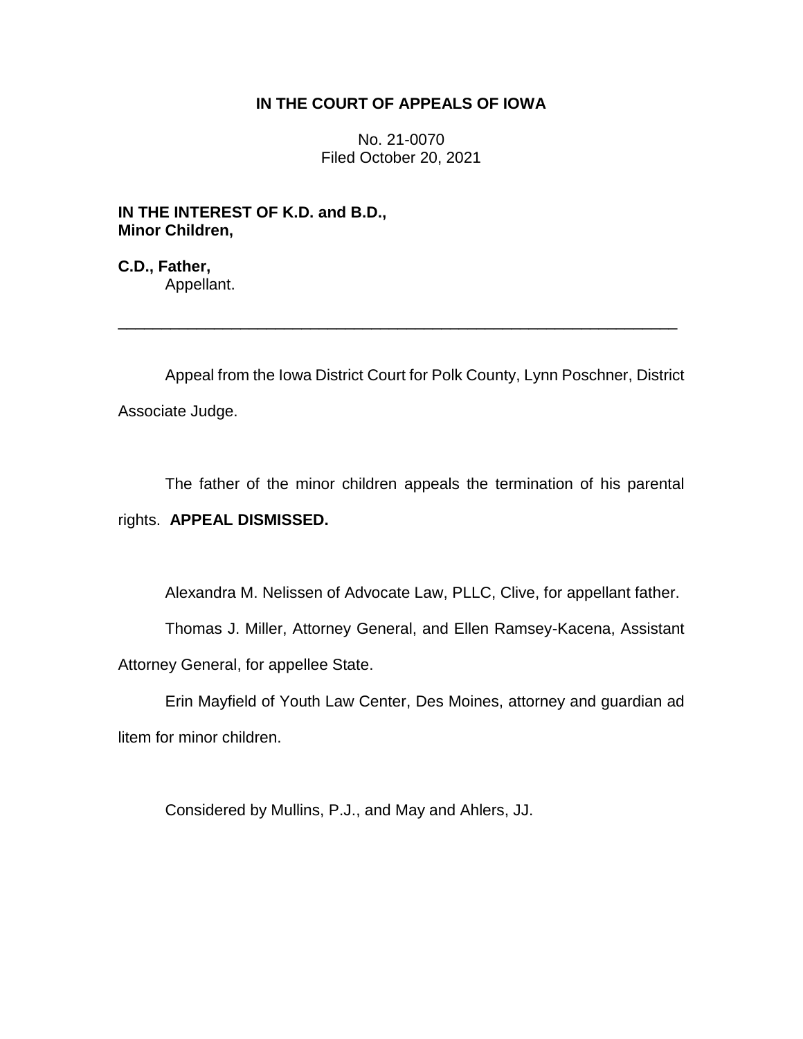**IN THE COURT OF APPEALS OF IOWA**

No. 21-0070
Filed October 20, 2021

**IN THE INTEREST OF K.D. and B.D., Minor Children,**

**C.D., Father,**
Appellant.

---

Appeal from the Iowa District Court for Polk County, Lynn Poschner, District Associate Judge.

The father of the minor children appeals the termination of his parental rights. **APPEAL DISMISSED.**

Alexandra M. Nelissen of Advocate Law, PLLC, Clive, for appellant father.

Thomas J. Miller, Attorney General, and Ellen Ramsey-Kacena, Assistant Attorney General, for appellee State.

Erin Mayfield of Youth Law Center, Des Moines, attorney and guardian ad litem for minor children.

Considered by Mullins, P.J., and May and Ahlers, JJ.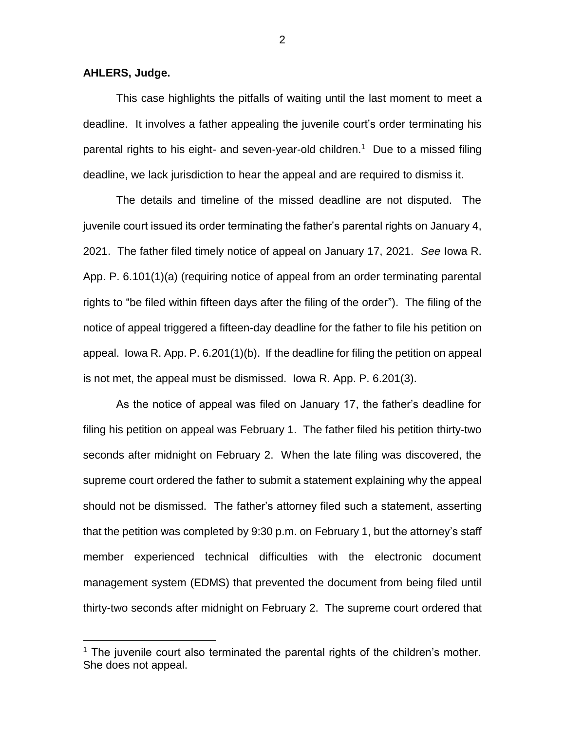**AHLERS, Judge.**

This case highlights the pitfalls of waiting until the last moment to meet a deadline. It involves a father appealing the juvenile court's order terminating his parental rights to his eight- and seven-year-old children.[1] Due to a missed filing deadline, we lack jurisdiction to hear the appeal and are required to dismiss it.

The details and timeline of the missed deadline are not disputed. The juvenile court issued its order terminating the father's parental rights on January 4, 2021. The father filed timely notice of appeal on January 17, 2021. *See* Iowa R. App. P. 6.101(1)(a) (requiring notice of appeal from an order terminating parental rights to "be filed within fifteen days after the filing of the order"). The filing of the notice of appeal triggered a fifteen-day deadline for the father to file his petition on appeal. Iowa R. App. P. 6.201(1)(b). If the deadline for filing the petition on appeal is not met, the appeal must be dismissed. Iowa R. App. P. 6.201(3).

As the notice of appeal was filed on January 17, the father's deadline for filing his petition on appeal was February 1. The father filed his petition thirty-two seconds after midnight on February 2. When the late filing was discovered, the supreme court ordered the father to submit a statement explaining why the appeal should not be dismissed. The father's attorney filed such a statement, asserting that the petition was completed by 9:30 p.m. on February 1, but the attorney's staff member experienced technical difficulties with the electronic document management system (EDMS) that prevented the document from being filed until thirty-two seconds after midnight on February 2. The supreme court ordered that

[1] The juvenile court also terminated the parental rights of the children's mother. She does not appeal.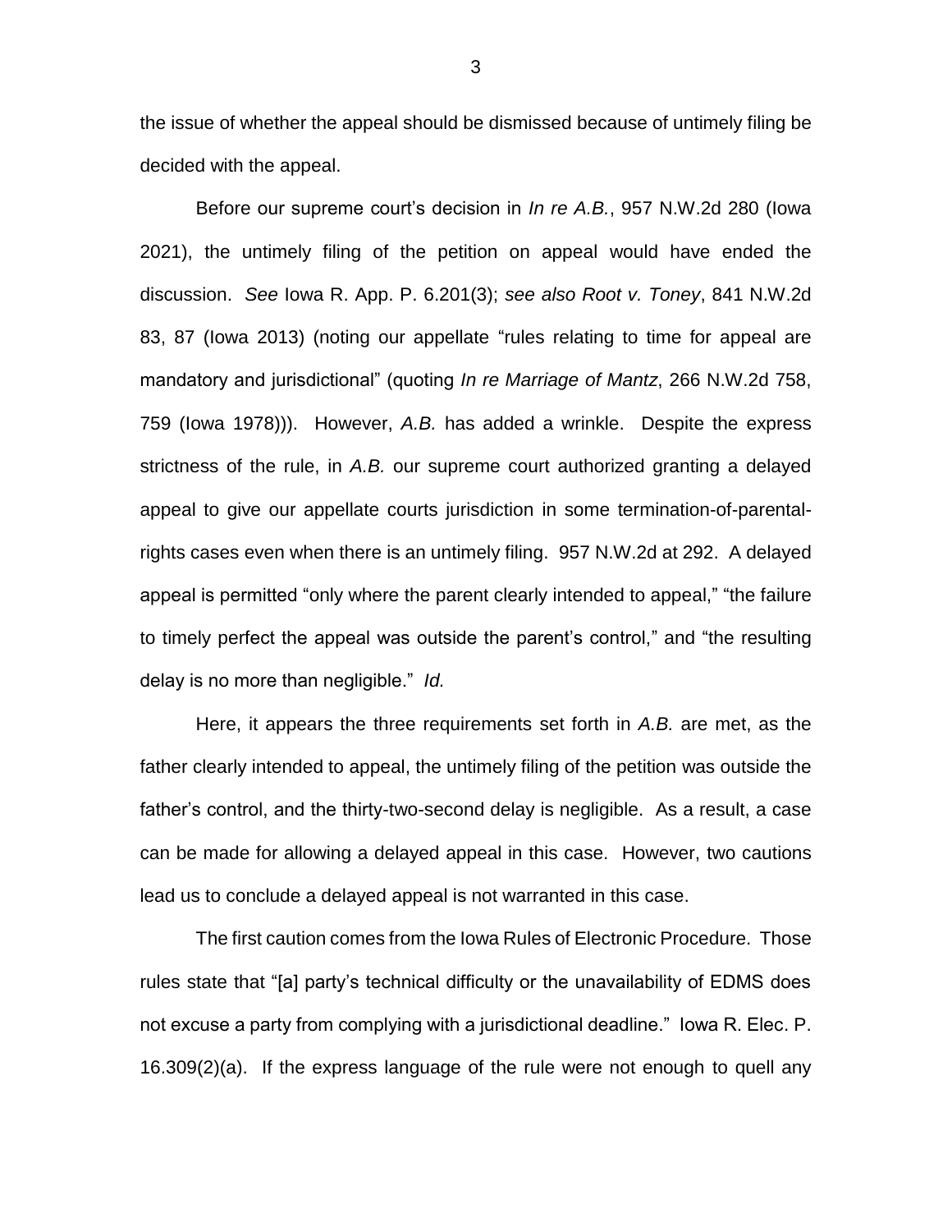the issue of whether the appeal should be dismissed because of untimely filing be decided with the appeal.

Before our supreme court's decision in *In re A.B.*, 957 N.W.2d 280 (Iowa 2021), the untimely filing of the petition on appeal would have ended the discussion. *See* Iowa R. App. P. 6.201(3); *see also Root v. Toney*, 841 N.W.2d 83, 87 (Iowa 2013) (noting our appellate "rules relating to time for appeal are mandatory and jurisdictional" (quoting *In re Marriage of Mantz*, 266 N.W.2d 758, 759 (Iowa 1978))). However, *A.B.* has added a wrinkle. Despite the express strictness of the rule, in *A.B.* our supreme court authorized granting a delayed appeal to give our appellate courts jurisdiction in some termination-of-parental-rights cases even when there is an untimely filing. 957 N.W.2d at 292. A delayed appeal is permitted "only where the parent clearly intended to appeal," "the failure to timely perfect the appeal was outside the parent's control," and "the resulting delay is no more than negligible." *Id.*

Here, it appears the three requirements set forth in *A.B.* are met, as the father clearly intended to appeal, the untimely filing of the petition was outside the father's control, and the thirty-two-second delay is negligible. As a result, a case can be made for allowing a delayed appeal in this case. However, two cautions lead us to conclude a delayed appeal is not warranted in this case.

The first caution comes from the Iowa Rules of Electronic Procedure. Those rules state that "[a] party's technical difficulty or the unavailability of EDMS does not excuse a party from complying with a jurisdictional deadline." Iowa R. Elec. P. 16.309(2)(a). If the express language of the rule were not enough to quell any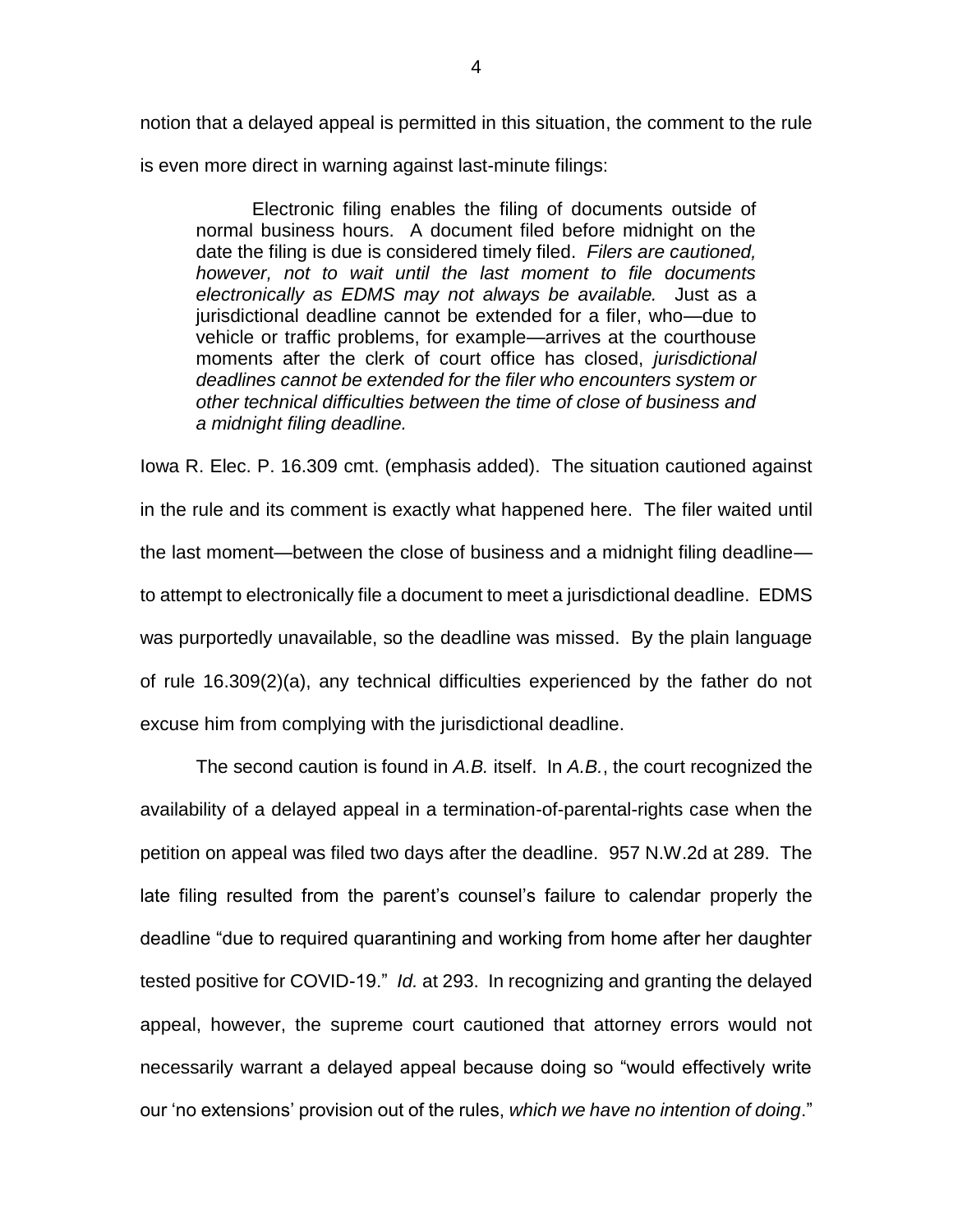notion that a delayed appeal is permitted in this situation, the comment to the rule is even more direct in warning against last-minute filings:

> Electronic filing enables the filing of documents outside of normal business hours. A document filed before midnight on the date the filing is due is considered timely filed. *Filers are cautioned, however, not to wait until the last moment to file documents electronically as EDMS may not always be available.* Just as a jurisdictional deadline cannot be extended for a filer, who—due to vehicle or traffic problems, for example—arrives at the courthouse moments after the clerk of court office has closed, *jurisdictional deadlines cannot be extended for the filer who encounters system or other technical difficulties between the time of close of business and a midnight filing deadline.*

Iowa R. Elec. P. 16.309 cmt. (emphasis added). The situation cautioned against in the rule and its comment is exactly what happened here. The filer waited until the last moment—between the close of business and a midnight filing deadline—to attempt to electronically file a document to meet a jurisdictional deadline. EDMS was purportedly unavailable, so the deadline was missed. By the plain language of rule 16.309(2)(a), any technical difficulties experienced by the father do not excuse him from complying with the jurisdictional deadline.

The second caution is found in *A.B.* itself. In *A.B.*, the court recognized the availability of a delayed appeal in a termination-of-parental-rights case when the petition on appeal was filed two days after the deadline. 957 N.W.2d at 289. The late filing resulted from the parent's counsel's failure to calendar properly the deadline "due to required quarantining and working from home after her daughter tested positive for COVID-19." *Id.* at 293. In recognizing and granting the delayed appeal, however, the supreme court cautioned that attorney errors would not necessarily warrant a delayed appeal because doing so "would effectively write our 'no extensions' provision out of the rules, *which we have no intention of doing*."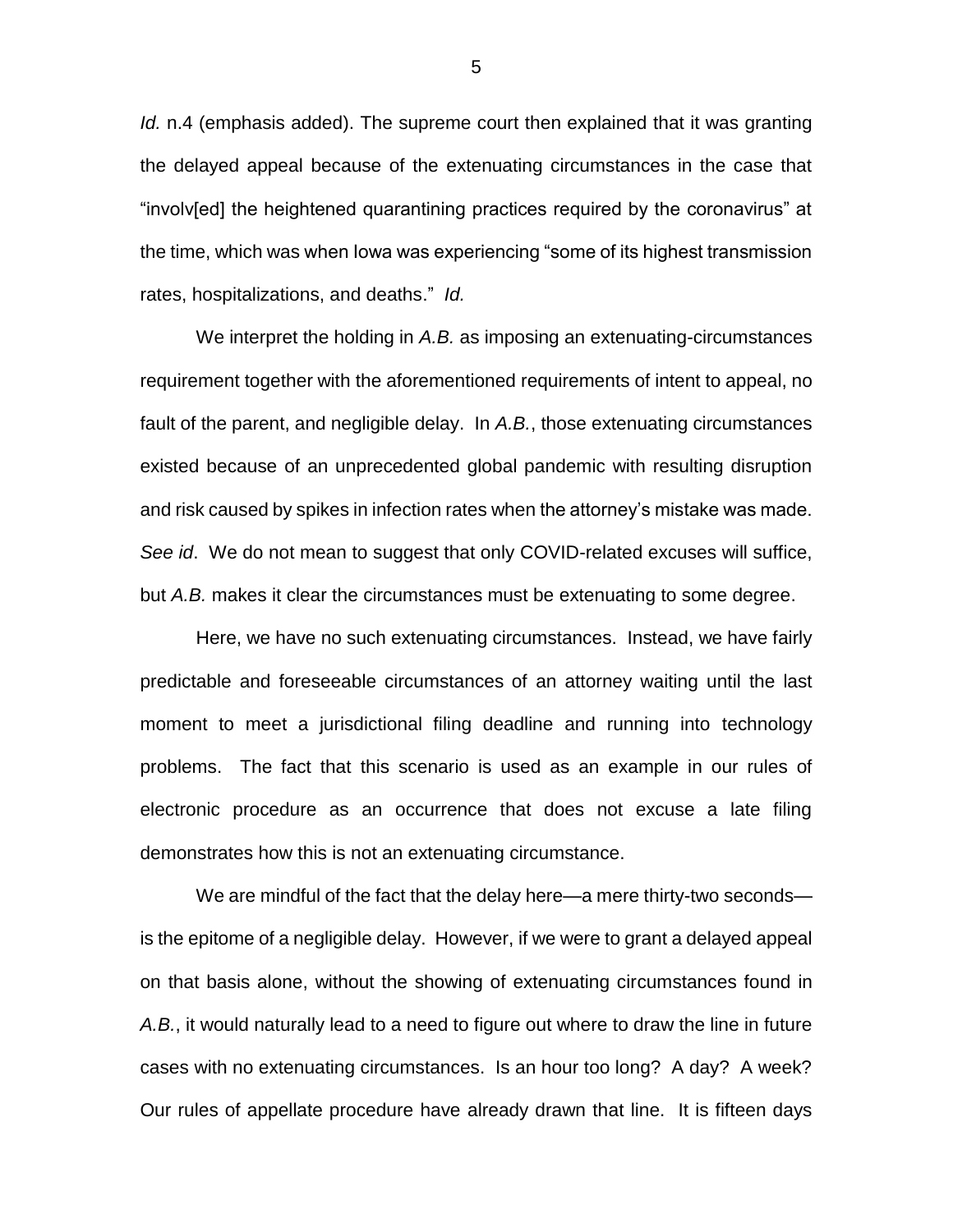*Id.* n.4 (emphasis added). The supreme court then explained that it was granting the delayed appeal because of the extenuating circumstances in the case that "involv[ed] the heightened quarantining practices required by the coronavirus" at the time, which was when Iowa was experiencing "some of its highest transmission rates, hospitalizations, and deaths." *Id.*

We interpret the holding in *A.B.* as imposing an extenuating-circumstances requirement together with the aforementioned requirements of intent to appeal, no fault of the parent, and negligible delay. In *A.B.*, those extenuating circumstances existed because of an unprecedented global pandemic with resulting disruption and risk caused by spikes in infection rates when the attorney's mistake was made. *See id*. We do not mean to suggest that only COVID-related excuses will suffice, but *A.B.* makes it clear the circumstances must be extenuating to some degree.

Here, we have no such extenuating circumstances. Instead, we have fairly predictable and foreseeable circumstances of an attorney waiting until the last moment to meet a jurisdictional filing deadline and running into technology problems. The fact that this scenario is used as an example in our rules of electronic procedure as an occurrence that does not excuse a late filing demonstrates how this is not an extenuating circumstance.

We are mindful of the fact that the delay here—a mere thirty-two seconds—is the epitome of a negligible delay. However, if we were to grant a delayed appeal on that basis alone, without the showing of extenuating circumstances found in *A.B.*, it would naturally lead to a need to figure out where to draw the line in future cases with no extenuating circumstances. Is an hour too long? A day? A week? Our rules of appellate procedure have already drawn that line. It is fifteen days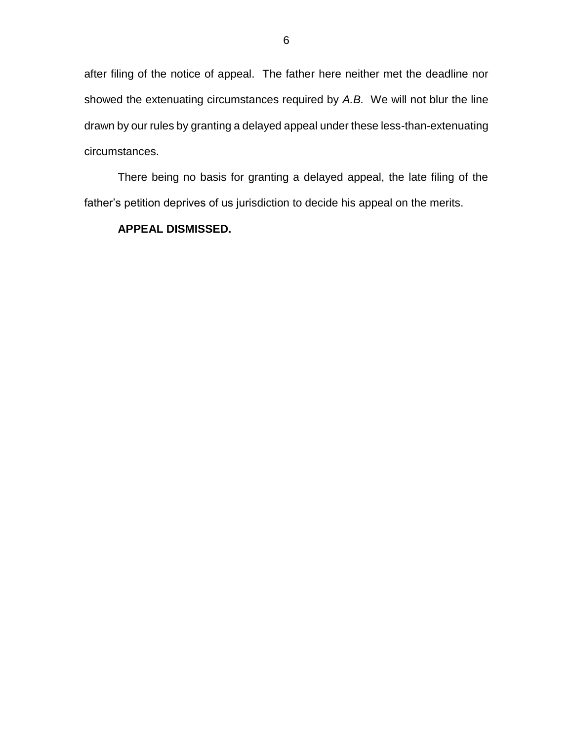after filing of the notice of appeal. The father here neither met the deadline nor showed the extenuating circumstances required by *A.B.* We will not blur the line drawn by our rules by granting a delayed appeal under these less-than-extenuating circumstances.

There being no basis for granting a delayed appeal, the late filing of the father's petition deprives of us jurisdiction to decide his appeal on the merits.

**APPEAL DISMISSED.**